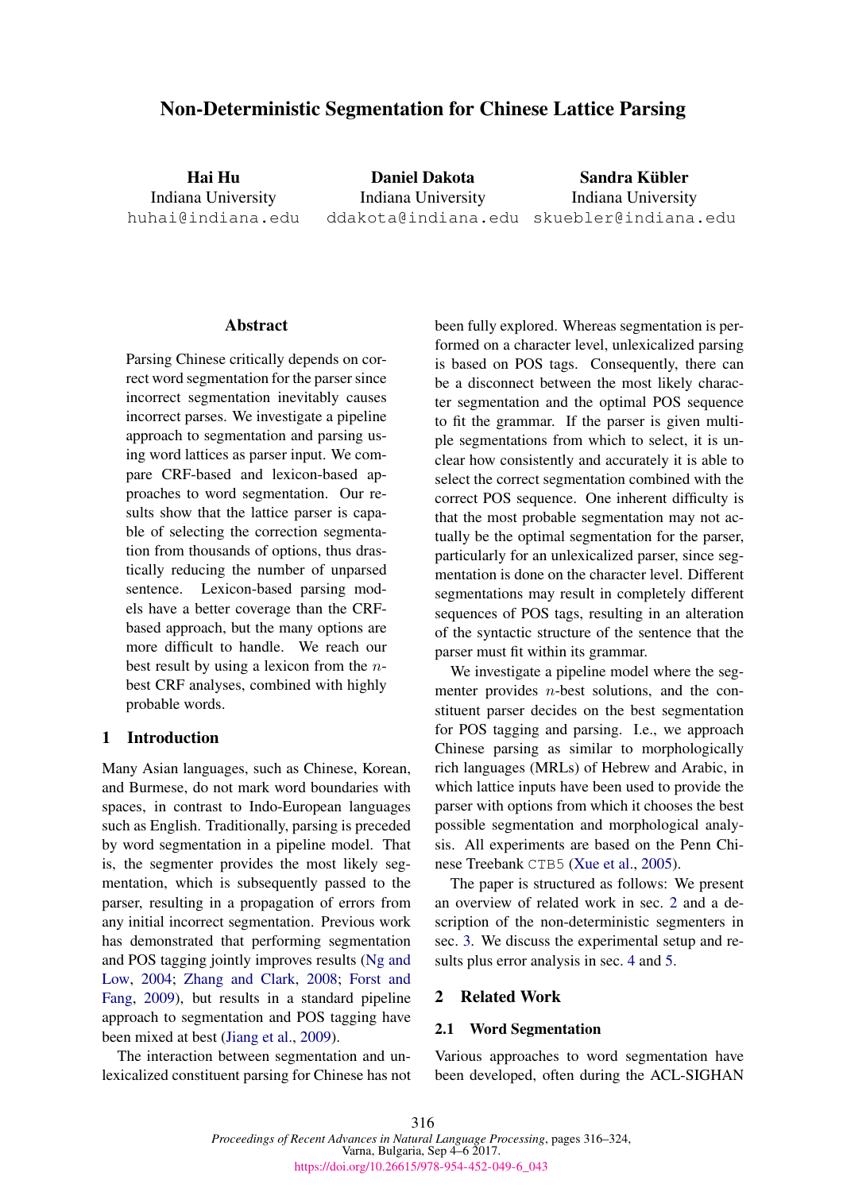# Non-Deterministic Segmentation for Chinese Lattice Parsing

**Hai Hu**
Indiana University
huhai@indiana.edu

**Daniel Dakota**
Indiana University
ddakota@indiana.edu

**Sandra Kübler**
Indiana University
skuebler@indiana.edu

## Abstract

Parsing Chinese critically depends on correct word segmentation for the parser since incorrect segmentation inevitably causes incorrect parses. We investigate a pipeline approach to segmentation and parsing using word lattices as parser input. We compare CRF-based and lexicon-based approaches to word segmentation. Our results show that the lattice parser is capable of selecting the correction segmentation from thousands of options, thus drastically reducing the number of unparsed sentence. Lexicon-based parsing models have a better coverage than the CRF-based approach, but the many options are more difficult to handle. We reach our best result by using a lexicon from the $n$-best CRF analyses, combined with highly probable words.

## 1 Introduction

Many Asian languages, such as Chinese, Korean, and Burmese, do not mark word boundaries with spaces, in contrast to Indo-European languages such as English. Traditionally, parsing is preceded by word segmentation in a pipeline model. That is, the segmenter provides the most likely segmentation, which is subsequently passed to the parser, resulting in a propagation of errors from any initial incorrect segmentation. Previous work has demonstrated that performing segmentation and POS tagging jointly improves results (Ng and Low, 2004; Zhang and Clark, 2008; Forst and Fang, 2009), but results in a standard pipeline approach to segmentation and POS tagging have been mixed at best (Jiang et al., 2009).

The interaction between segmentation and unlexicalized constituent parsing for Chinese has not been fully explored. Whereas segmentation is performed on a character level, unlexicalized parsing is based on POS tags. Consequently, there can be a disconnect between the most likely character segmentation and the optimal POS sequence to fit the grammar. If the parser is given multiple segmentations from which to select, it is unclear how consistently and accurately it is able to select the correct segmentation combined with the correct POS sequence. One inherent difficulty is that the most probable segmentation may not actually be the optimal segmentation for the parser, particularly for an unlexicalized parser, since segmentation is done on the character level. Different segmentations may result in completely different sequences of POS tags, resulting in an alteration of the syntactic structure of the sentence that the parser must fit within its grammar.

We investigate a pipeline model where the segmenter provides $n$-best solutions, and the constituent parser decides on the best segmentation for POS tagging and parsing. I.e., we approach Chinese parsing as similar to morphologically rich languages (MRLs) of Hebrew and Arabic, in which lattice inputs have been used to provide the parser with options from which it chooses the best possible segmentation and morphological analysis. All experiments are based on the Penn Chinese Treebank CTB5 (Xue et al., 2005).

The paper is structured as follows: We present an overview of related work in sec. 2 and a description of the non-deterministic segmenters in sec. 3. We discuss the experimental setup and results plus error analysis in sec. 4 and 5.

## 2 Related Work

### 2.1 Word Segmentation

Various approaches to word segmentation have been developed, often during the ACL-SIGHAN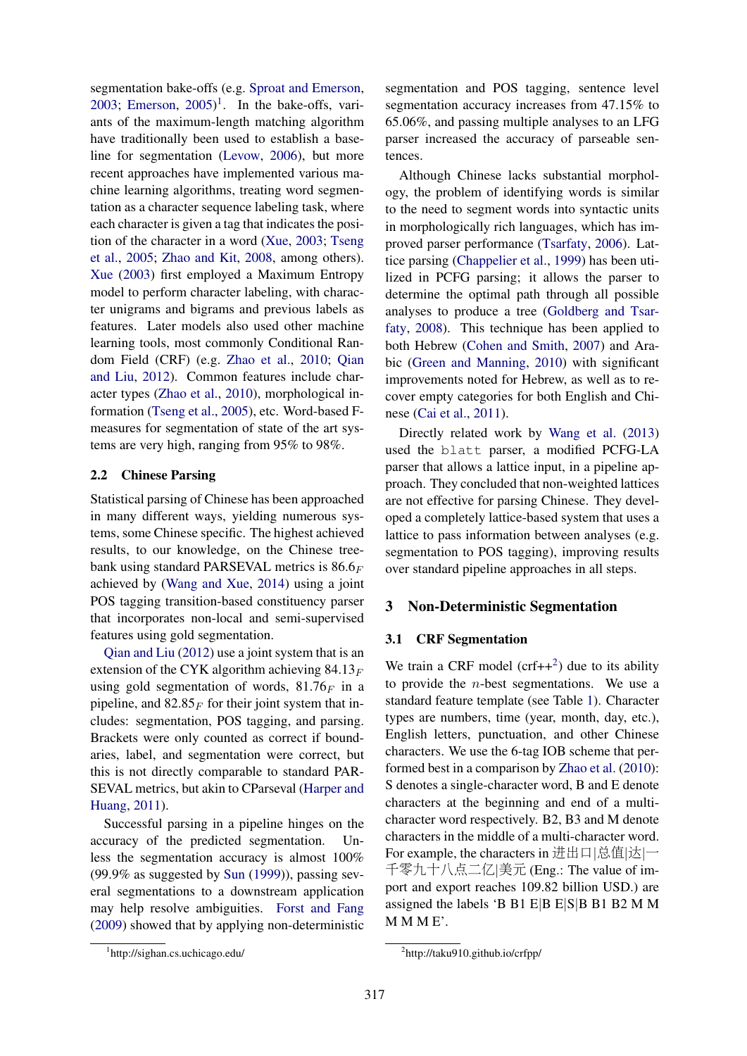segmentation bake-offs (e.g. Sproat and Emerson, 2003; Emerson, 2005)[1]. In the bake-offs, variants of the maximum-length matching algorithm have traditionally been used to establish a baseline for segmentation (Levow, 2006), but more recent approaches have implemented various machine learning algorithms, treating word segmentation as a character sequence labeling task, where each character is given a tag that indicates the position of the character in a word (Xue, 2003; Tseng et al., 2005; Zhao and Kit, 2008, among others). Xue (2003) first employed a Maximum Entropy model to perform character labeling, with character unigrams and bigrams and previous labels as features. Later models also used other machine learning tools, most commonly Conditional Random Field (CRF) (e.g. Zhao et al., 2010; Qian and Liu, 2012). Common features include character types (Zhao et al., 2010), morphological information (Tseng et al., 2005), etc. Word-based F-measures for segmentation of state of the art systems are very high, ranging from 95% to 98%.

## 2.2 Chinese Parsing

Statistical parsing of Chinese has been approached in many different ways, yielding numerous systems, some Chinese specific. The highest achieved results, to our knowledge, on the Chinese treebank using standard PARSEVAL metrics is $86.6_F$ achieved by (Wang and Xue, 2014) using a joint POS tagging transition-based constituency parser that incorporates non-local and semi-supervised features using gold segmentation.

Qian and Liu (2012) use a joint system that is an extension of the CYK algorithm achieving $84.13_F$ using gold segmentation of words, $81.76_F$ in a pipeline, and $82.85_F$ for their joint system that includes: segmentation, POS tagging, and parsing. Brackets were only counted as correct if boundaries, label, and segmentation were correct, but this is not directly comparable to standard PARSEVAL metrics, but akin to CParseval (Harper and Huang, 2011).

Successful parsing in a pipeline hinges on the accuracy of the predicted segmentation. Unless the segmentation accuracy is almost 100% (99.9% as suggested by Sun (1999)), passing several segmentations to a downstream application may help resolve ambiguities. Forst and Fang (2009) showed that by applying non-deterministic segmentation and POS tagging, sentence level segmentation accuracy increases from 47.15% to 65.06%, and passing multiple analyses to an LFG parser increased the accuracy of parseable sentences.

Although Chinese lacks substantial morphology, the problem of identifying words is similar to the need to segment words into syntactic units in morphologically rich languages, which has improved parser performance (Tsarfaty, 2006). Lattice parsing (Chappelier et al., 1999) has been utilized in PCFG parsing; it allows the parser to determine the optimal path through all possible analyses to produce a tree (Goldberg and Tsarfaty, 2008). This technique has been applied to both Hebrew (Cohen and Smith, 2007) and Arabic (Green and Manning, 2010) with significant improvements noted for Hebrew, as well as to recover empty categories for both English and Chinese (Cai et al., 2011).

Directly related work by Wang et al. (2013) used the `blatt` parser, a modified PCFG-LA parser that allows a lattice input, in a pipeline approach. They concluded that non-weighted lattices are not effective for parsing Chinese. They developed a completely lattice-based system that uses a lattice to pass information between analyses (e.g. segmentation to POS tagging), improving results over standard pipeline approaches in all steps.

# 3 Non-Deterministic Segmentation

## 3.1 CRF Segmentation

We train a CRF model (crf++[2]) due to its ability to provide the $n$-best segmentations. We use a standard feature template (see Table 1). Character types are numbers, time (year, month, day, etc.), English letters, punctuation, and other Chinese characters. We use the 6-tag IOB scheme that performed best in a comparison by Zhao et al. (2010): S denotes a single-character word, B and E denote characters at the beginning and end of a multi-character word respectively. B2, B3 and M denote characters in the middle of a multi-character word. For example, the characters in 进出口|总值|达|一千零九十八点二亿|美元 (Eng.: The value of import and export reaches 109.82 billion USD.) are assigned the labels 'B B1 E|B E|S|B B1 B2 M M M M M E'.

[1] http://sighan.cs.uchicago.edu/

[2] http://taku910.github.io/crfpp/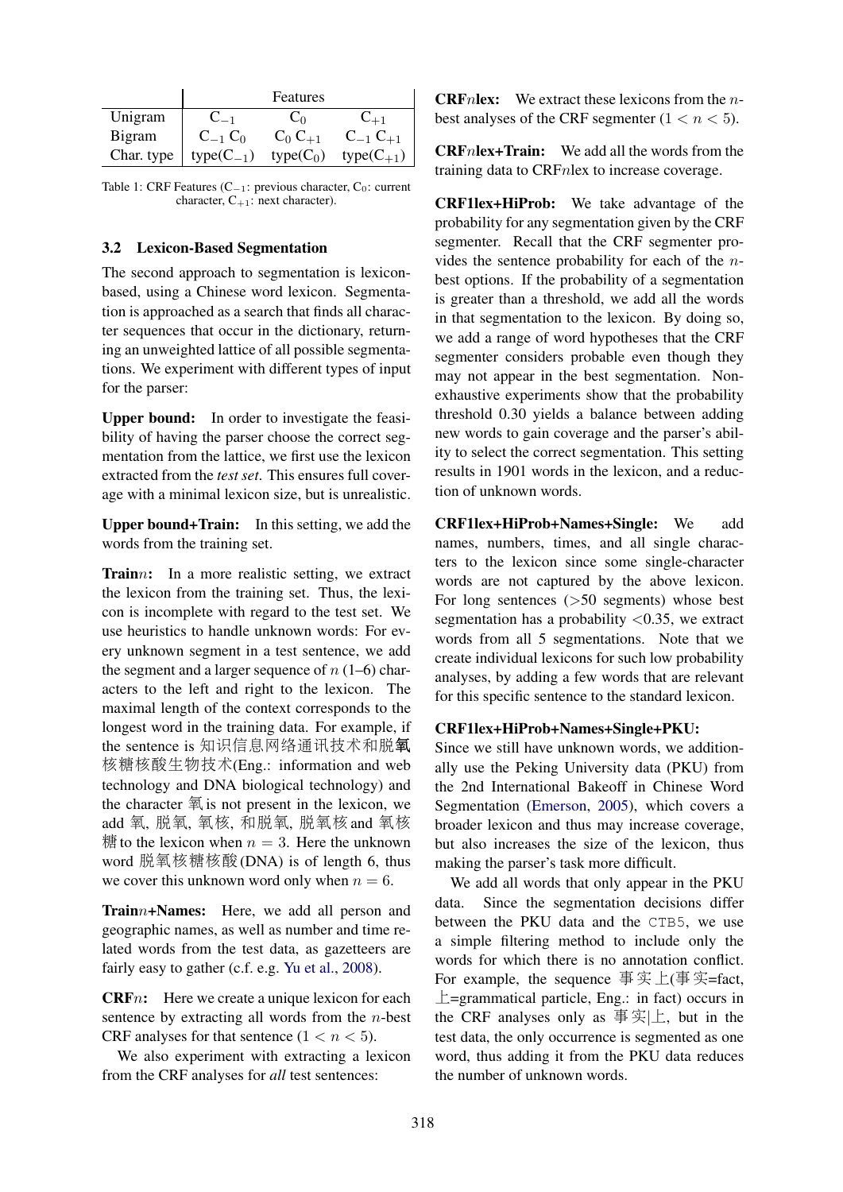| | Features | | |
|---|---|---|---|
| Unigram | $C_{-1}$ | $C_0$ | $C_{+1}$ |
| Bigram | $C_{-1}$ $C_0$ | $C_0$ $C_{+1}$ | $C_{-1}$ $C_{+1}$ |
| Char. type | type($C_{-1}$) | type($C_0$) | type($C_{+1}$) |

Table 1: CRF Features ($C_{-1}$: previous character, $C_0$: current character, $C_{+1}$: next character).

### 3.2 Lexicon-Based Segmentation

The second approach to segmentation is lexicon-based, using a Chinese word lexicon. Segmentation is approached as a search that finds all character sequences that occur in the dictionary, returning an unweighted lattice of all possible segmentations. We experiment with different types of input for the parser:

**Upper bound:** In order to investigate the feasibility of having the parser choose the correct segmentation from the lattice, we first use the lexicon extracted from the *test set*. This ensures full coverage with a minimal lexicon size, but is unrealistic.

**Upper bound+Train:** In this setting, we add the words from the training set.

**Train$n$:** In a more realistic setting, we extract the lexicon from the training set. Thus, the lexicon is incomplete with regard to the test set. We use heuristics to handle unknown words: For every unknown segment in a test sentence, we add the segment and a larger sequence of $n$ (1–6) characters to the left and right to the lexicon. The maximal length of the context corresponds to the longest word in the training data. For example, if the sentence is 知识信息网络通讯技术和脱**氧**核糖核酸生物技术(Eng.: information and web technology and DNA biological technology) and the character 氧 is not present in the lexicon, we add 氧, 脱氧, 氧核, 和脱氧, 脱氧核 and 氧核糖 to the lexicon when $n = 3$. Here the unknown word 脱氧核糖核酸(DNA) is of length 6, thus we cover this unknown word only when $n = 6$.

**Train$n$+Names:** Here, we add all person and geographic names, as well as number and time related words from the test data, as gazetteers are fairly easy to gather (c.f. e.g. Yu et al., 2008).

**CRF$n$:** Here we create a unique lexicon for each sentence by extracting all words from the $n$-best CRF analyses for that sentence ($1 < n < 5$).

We also experiment with extracting a lexicon from the CRF analyses for *all* test sentences:

**CRF$n$lex:** We extract these lexicons from the $n$-best analyses of the CRF segmenter ($1 < n < 5$).

**CRF$n$lex+Train:** We add all the words from the training data to CRF$n$lex to increase coverage.

**CRF1lex+HiProb:** We take advantage of the probability for any segmentation given by the CRF segmenter. Recall that the CRF segmenter provides the sentence probability for each of the $n$-best options. If the probability of a segmentation is greater than a threshold, we add all the words in that segmentation to the lexicon. By doing so, we add a range of word hypotheses that the CRF segmenter considers probable even though they may not appear in the best segmentation. Non-exhaustive experiments show that the probability threshold 0.30 yields a balance between adding new words to gain coverage and the parser's ability to select the correct segmentation. This setting results in 1901 words in the lexicon, and a reduction of unknown words.

**CRF1lex+HiProb+Names+Single:** We add names, numbers, times, and all single characters to the lexicon since some single-character words are not captured by the above lexicon. For long sentences (>50 segments) whose best segmentation has a probability <0.35, we extract words from all 5 segmentations. Note that we create individual lexicons for such low probability analyses, by adding a few words that are relevant for this specific sentence to the standard lexicon.

**CRF1lex+HiProb+Names+Single+PKU:** Since we still have unknown words, we additionally use the Peking University data (PKU) from the 2nd International Bakeoff in Chinese Word Segmentation (Emerson, 2005), which covers a broader lexicon and thus may increase coverage, but also increases the size of the lexicon, thus making the parser's task more difficult.

We add all words that only appear in the PKU data. Since the segmentation decisions differ between the PKU data and the `CTB5`, we use a simple filtering method to include only the words for which there is no annotation conflict. For example, the sequence 事实上(事实=fact, 上=grammatical particle, Eng.: in fact) occurs in the CRF analyses only as 事实|上, but in the test data, the only occurrence is segmented as one word, thus adding it from the PKU data reduces the number of unknown words.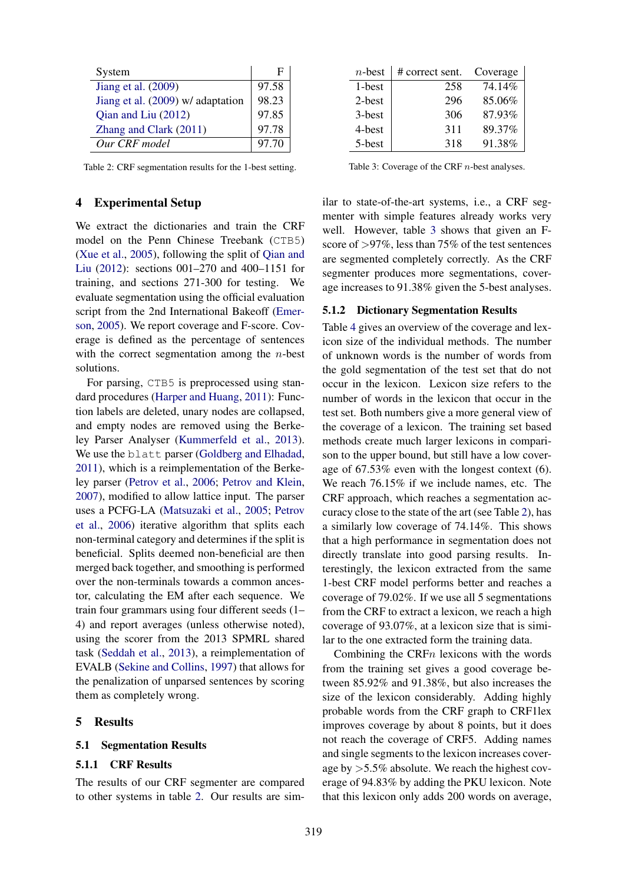| System | F |
|---|---|
| Jiang et al. (2009) | 97.58 |
| Jiang et al. (2009) w/ adaptation | 98.23 |
| Qian and Liu (2012) | 97.85 |
| Zhang and Clark (2011) | 97.78 |
| *Our CRF model* | 97.70 |

Table 2: CRF segmentation results for the 1-best setting.

| $n$-best | # correct sent. | Coverage |
|---|---|---|
| 1-best | 258 | 74.14% |
| 2-best | 296 | 85.06% |
| 3-best | 306 | 87.93% |
| 4-best | 311 | 89.37% |
| 5-best | 318 | 91.38% |

Table 3: Coverage of the CRF $n$-best analyses.

## 4 Experimental Setup

We extract the dictionaries and train the CRF model on the Penn Chinese Treebank (CTB5) (Xue et al., 2005), following the split of Qian and Liu (2012): sections 001–270 and 400–1151 for training, and sections 271-300 for testing. We evaluate segmentation using the official evaluation script from the 2nd International Bakeoff (Emerson, 2005). We report coverage and F-score. Coverage is defined as the percentage of sentences with the correct segmentation among the $n$-best solutions.

For parsing, CTB5 is preprocessed using standard procedures (Harper and Huang, 2011): Function labels are deleted, unary nodes are collapsed, and empty nodes are removed using the Berkeley Parser Analyser (Kummerfeld et al., 2013). We use the blatt parser (Goldberg and Elhadad, 2011), which is a reimplementation of the Berkeley parser (Petrov et al., 2006; Petrov and Klein, 2007), modified to allow lattice input. The parser uses a PCFG-LA (Matsuzaki et al., 2005; Petrov et al., 2006) iterative algorithm that splits each non-terminal category and determines if the split is beneficial. Splits deemed non-beneficial are then merged back together, and smoothing is performed over the non-terminals towards a common ancestor, calculating the EM after each sequence. We train four grammars using four different seeds (1–4) and report averages (unless otherwise noted), using the scorer from the 2013 SPMRL shared task (Seddah et al., 2013), a reimplementation of EVALB (Sekine and Collins, 1997) that allows for the penalization of unparsed sentences by scoring them as completely wrong.

## 5 Results

### 5.1 Segmentation Results

#### 5.1.1 CRF Results

The results of our CRF segmenter are compared to other systems in table 2. Our results are similar to state-of-the-art systems, i.e., a CRF segmenter with simple features already works very well. However, table 3 shows that given an F-score of >97%, less than 75% of the test sentences are segmented completely correctly. As the CRF segmenter produces more segmentations, coverage increases to 91.38% given the 5-best analyses.

#### 5.1.2 Dictionary Segmentation Results

Table 4 gives an overview of the coverage and lexicon size of the individual methods. The number of unknown words is the number of words from the gold segmentation of the test set that do not occur in the lexicon. Lexicon size refers to the number of words in the lexicon that occur in the test set. Both numbers give a more general view of the coverage of a lexicon. The training set based methods create much larger lexicons in comparison to the upper bound, but still have a low coverage of 67.53% even with the longest context (6). We reach 76.15% if we include names, etc. The CRF approach, which reaches a segmentation accuracy close to the state of the art (see Table 2), has a similarly low coverage of 74.14%. This shows that a high performance in segmentation does not directly translate into good parsing results. Interestingly, the lexicon extracted from the same 1-best CRF model performs better and reaches a coverage of 79.02%. If we use all 5 segmentations from the CRF to extract a lexicon, we reach a high coverage of 93.07%, at a lexicon size that is similar to the one extracted form the training data.

Combining the CRF$n$ lexicons with the words from the training set gives a good coverage between 85.92% and 91.38%, but also increases the size of the lexicon considerably. Adding highly probable words from the CRF graph to CRF1lex improves coverage by about 8 points, but it does not reach the coverage of CRF5. Adding names and single segments to the lexicon increases coverage by >5.5% absolute. We reach the highest coverage of 94.83% by adding the PKU lexicon. Note that this lexicon only adds 200 words on average,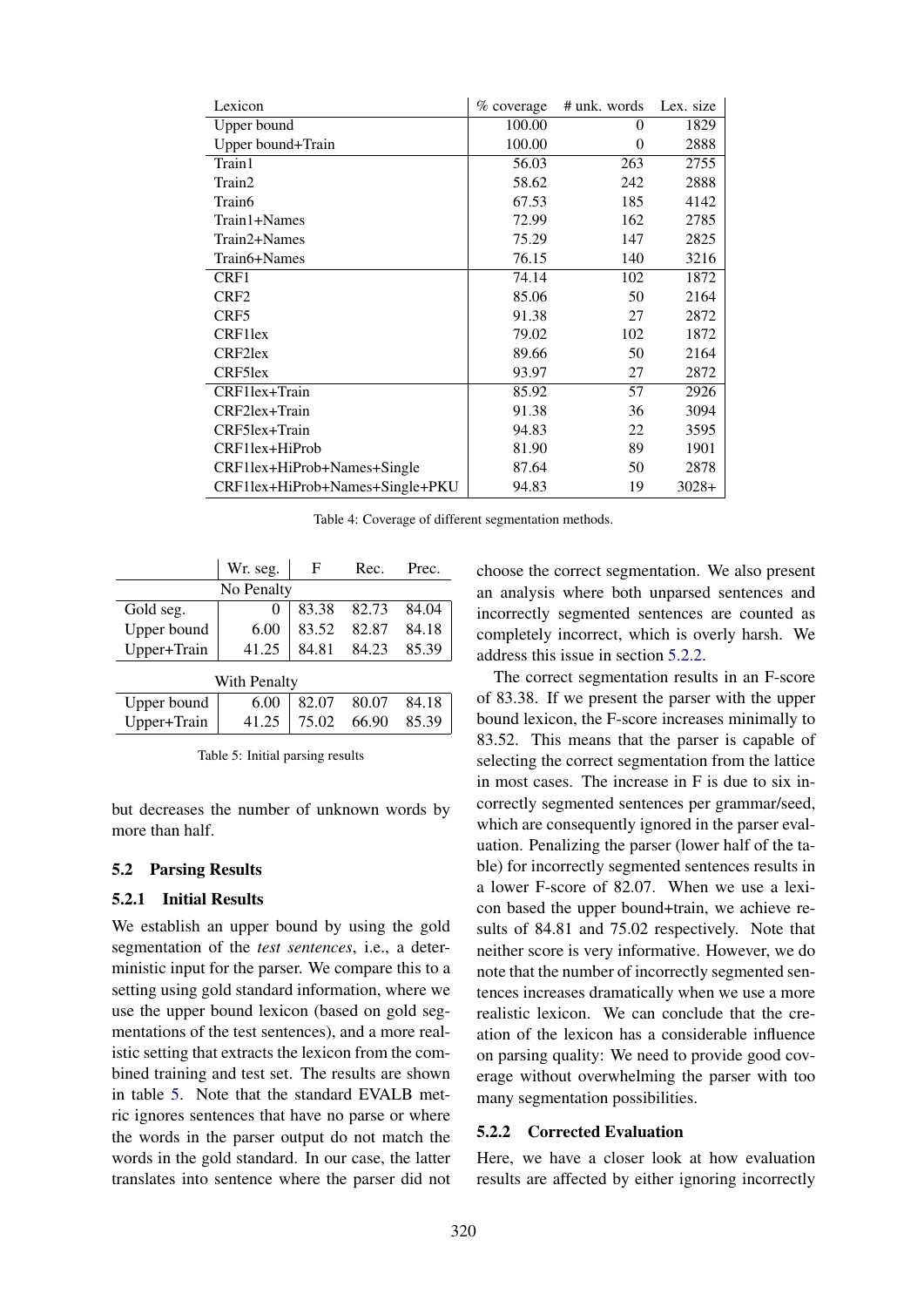| Lexicon | % coverage | # unk. words | Lex. size |
|---|---|---|---|
| Upper bound | 100.00 | 0 | 1829 |
| Upper bound+Train | 100.00 | 0 | 2888 |
| Train1 | 56.03 | 263 | 2755 |
| Train2 | 58.62 | 242 | 2888 |
| Train6 | 67.53 | 185 | 4142 |
| Train1+Names | 72.99 | 162 | 2785 |
| Train2+Names | 75.29 | 147 | 2825 |
| Train6+Names | 76.15 | 140 | 3216 |
| CRF1 | 74.14 | 102 | 1872 |
| CRF2 | 85.06 | 50 | 2164 |
| CRF5 | 91.38 | 27 | 2872 |
| CRF1lex | 79.02 | 102 | 1872 |
| CRF2lex | 89.66 | 50 | 2164 |
| CRF5lex | 93.97 | 27 | 2872 |
| CRF1lex+Train | 85.92 | 57 | 2926 |
| CRF2lex+Train | 91.38 | 36 | 3094 |
| CRF5lex+Train | 94.83 | 22 | 3595 |
| CRF1lex+HiProb | 81.90 | 89 | 1901 |
| CRF1lex+HiProb+Names+Single | 87.64 | 50 | 2878 |
| CRF1lex+HiProb+Names+Single+PKU | 94.83 | 19 | 3028+ |

Table 4: Coverage of different segmentation methods.

| | Wr. seg. | F | Rec. | Prec. |
|---|---|---|---|---|
| No Penalty | | | | |
| Gold seg. | 0 | 83.38 | 82.73 | 84.04 |
| Upper bound | 6.00 | 83.52 | 82.87 | 84.18 |
| Upper+Train | 41.25 | 84.81 | 84.23 | 85.39 |
| With Penalty | | | | |
| Upper bound | 6.00 | 82.07 | 80.07 | 84.18 |
| Upper+Train | 41.25 | 75.02 | 66.90 | 85.39 |

Table 5: Initial parsing results

but decreases the number of unknown words by more than half.

### 5.2 Parsing Results

#### 5.2.1 Initial Results

We establish an upper bound by using the gold segmentation of the *test sentences*, i.e., a deterministic input for the parser. We compare this to a setting using gold standard information, where we use the upper bound lexicon (based on gold segmentations of the test sentences), and a more realistic setting that extracts the lexicon from the combined training and test set. The results are shown in table 5. Note that the standard EVALB metric ignores sentences that have no parse or where the words in the parser output do not match the words in the gold standard. In our case, the latter translates into sentence where the parser did not choose the correct segmentation. We also present an analysis where both unparsed sentences and incorrectly segmented sentences are counted as completely incorrect, which is overly harsh. We address this issue in section 5.2.2.

The correct segmentation results in an F-score of 83.38. If we present the parser with the upper bound lexicon, the F-score increases minimally to 83.52. This means that the parser is capable of selecting the correct segmentation from the lattice in most cases. The increase in F is due to six incorrectly segmented sentences per grammar/seed, which are consequently ignored in the parser evaluation. Penalizing the parser (lower half of the table) for incorrectly segmented sentences results in a lower F-score of 82.07. When we use a lexicon based the upper bound+train, we achieve results of 84.81 and 75.02 respectively. Note that neither score is very informative. However, we do note that the number of incorrectly segmented sentences increases dramatically when we use a more realistic lexicon. We can conclude that the creation of the lexicon has a considerable influence on parsing quality: We need to provide good coverage without overwhelming the parser with too many segmentation possibilities.

#### 5.2.2 Corrected Evaluation

Here, we have a closer look at how evaluation results are affected by either ignoring incorrectly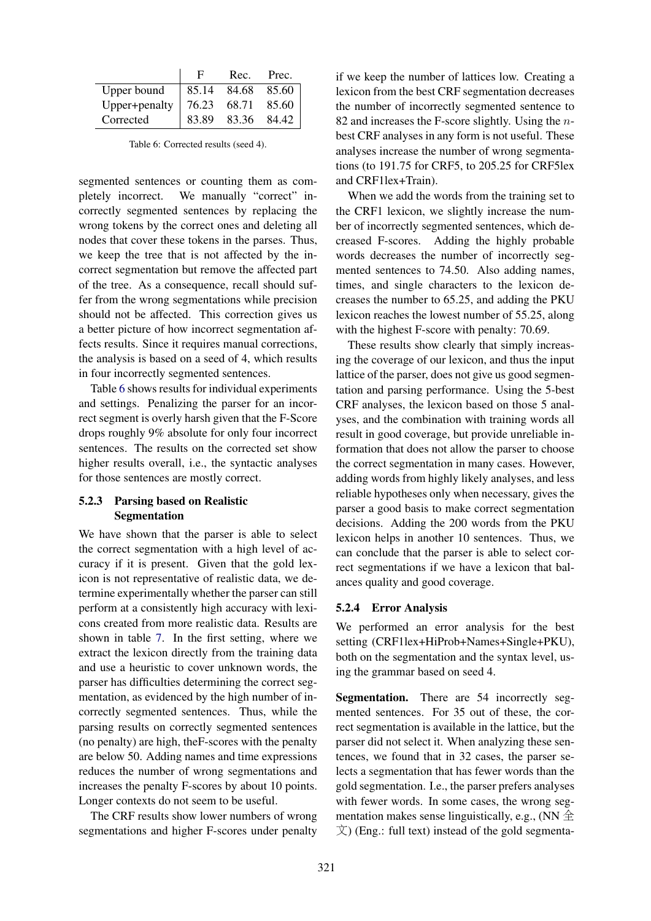| | F | Rec. | Prec. |
|---|---|---|---|
| Upper bound | 85.14 | 84.68 | 85.60 |
| Upper+penalty | 76.23 | 68.71 | 85.60 |
| Corrected | 83.89 | 83.36 | 84.42 |

Table 6: Corrected results (seed 4).

segmented sentences or counting them as completely incorrect. We manually "correct" incorrectly segmented sentences by replacing the wrong tokens by the correct ones and deleting all nodes that cover these tokens in the parses. Thus, we keep the tree that is not affected by the incorrect segmentation but remove the affected part of the tree. As a consequence, recall should suffer from the wrong segmentations while precision should not be affected. This correction gives us a better picture of how incorrect segmentation affects results. Since it requires manual corrections, the analysis is based on a seed of 4, which results in four incorrectly segmented sentences.

Table 6 shows results for individual experiments and settings. Penalizing the parser for an incorrect segment is overly harsh given that the F-Score drops roughly 9% absolute for only four incorrect sentences. The results on the corrected set show higher results overall, i.e., the syntactic analyses for those sentences are mostly correct.

#### 5.2.3 Parsing based on Realistic Segmentation

We have shown that the parser is able to select the correct segmentation with a high level of accuracy if it is present. Given that the gold lexicon is not representative of realistic data, we determine experimentally whether the parser can still perform at a consistently high accuracy with lexicons created from more realistic data. Results are shown in table 7. In the first setting, where we extract the lexicon directly from the training data and use a heuristic to cover unknown words, the parser has difficulties determining the correct segmentation, as evidenced by the high number of incorrectly segmented sentences. Thus, while the parsing results on correctly segmented sentences (no penalty) are high, theF-scores with the penalty are below 50. Adding names and time expressions reduces the number of wrong segmentations and increases the penalty F-scores by about 10 points. Longer contexts do not seem to be useful.

The CRF results show lower numbers of wrong segmentations and higher F-scores under penalty if we keep the number of lattices low. Creating a lexicon from the best CRF segmentation decreases the number of incorrectly segmented sentence to 82 and increases the F-score slightly. Using the $n$-best CRF analyses in any form is not useful. These analyses increase the number of wrong segmentations (to 191.75 for CRF5, to 205.25 for CRF5lex and CRF1lex+Train).

When we add the words from the training set to the CRF1 lexicon, we slightly increase the number of incorrectly segmented sentences, which decreased F-scores. Adding the highly probable words decreases the number of incorrectly segmented sentences to 74.50. Also adding names, times, and single characters to the lexicon decreases the number to 65.25, and adding the PKU lexicon reaches the lowest number of 55.25, along with the highest F-score with penalty: 70.69.

These results show clearly that simply increasing the coverage of our lexicon, and thus the input lattice of the parser, does not give us good segmentation and parsing performance. Using the 5-best CRF analyses, the lexicon based on those 5 analyses, and the combination with training words all result in good coverage, but provide unreliable information that does not allow the parser to choose the correct segmentation in many cases. However, adding words from highly likely analyses, and less reliable hypotheses only when necessary, gives the parser a good basis to make correct segmentation decisions. Adding the 200 words from the PKU lexicon helps in another 10 sentences. Thus, we can conclude that the parser is able to select correct segmentations if we have a lexicon that balances quality and good coverage.

#### 5.2.4 Error Analysis

We performed an error analysis for the best setting (CRF1lex+HiProb+Names+Single+PKU), both on the segmentation and the syntax level, using the grammar based on seed 4.

**Segmentation.** There are 54 incorrectly segmented sentences. For 35 out of these, the correct segmentation is available in the lattice, but the parser did not select it. When analyzing these sentences, we found that in 32 cases, the parser selects a segmentation that has fewer words than the gold segmentation. I.e., the parser prefers analyses with fewer words. In some cases, the wrong segmentation makes sense linguistically, e.g., (NN 全文) (Eng.: full text) instead of the gold segmenta-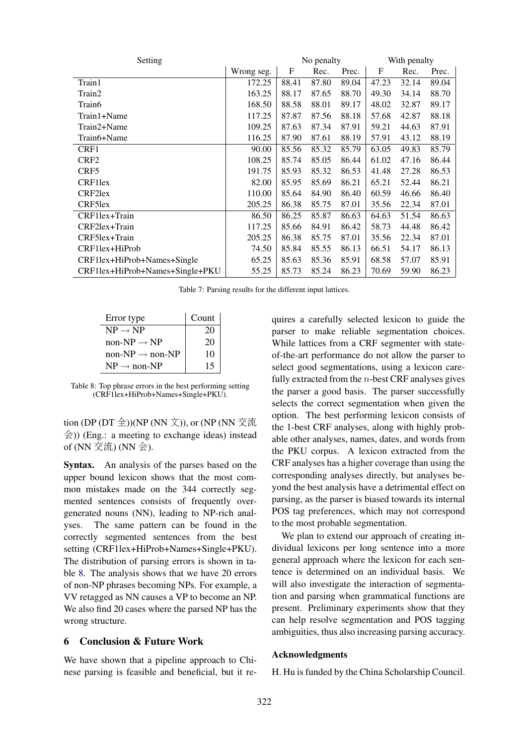| Setting | | No penalty | | | With penalty | | |
|---|---|---|---|---|---|---|---|
| | Wrong seg. | F | Rec. | Prec. | F | Rec. | Prec. |
| Train1 | 172.25 | 88.41 | 87.80 | 89.04 | 47.23 | 32.14 | 89.04 |
| Train2 | 163.25 | 88.17 | 87.65 | 88.70 | 49.30 | 34.14 | 88.70 |
| Train6 | 168.50 | 88.58 | 88.01 | 89.17 | 48.02 | 32.87 | 89.17 |
| Train1+Name | 117.25 | 87.87 | 87.56 | 88.18 | 57.68 | 42.87 | 88.18 |
| Train2+Name | 109.25 | 87.63 | 87.34 | 87.91 | 59.21 | 44.63 | 87.91 |
| Train6+Name | 116.25 | 87.90 | 87.61 | 88.19 | 57.91 | 43.12 | 88.19 |
| CRF1 | 90.00 | 85.56 | 85.32 | 85.79 | 63.05 | 49.83 | 85.79 |
| CRF2 | 108.25 | 85.74 | 85.05 | 86.44 | 61.02 | 47.16 | 86.44 |
| CRF5 | 191.75 | 85.93 | 85.32 | 86.53 | 41.48 | 27.28 | 86.53 |
| CRF1lex | 82.00 | 85.95 | 85.69 | 86.21 | 65.21 | 52.44 | 86.21 |
| CRF2lex | 110.00 | 85.64 | 84.90 | 86.40 | 60.59 | 46.66 | 86.40 |
| CRF5lex | 205.25 | 86.38 | 85.75 | 87.01 | 35.56 | 22.34 | 87.01 |
| CRF1lex+Train | 86.50 | 86.25 | 85.87 | 86.63 | 64.63 | 51.54 | 86.63 |
| CRF2lex+Train | 117.25 | 85.66 | 84.91 | 86.42 | 58.73 | 44.48 | 86.42 |
| CRF5lex+Train | 205.25 | 86.38 | 85.75 | 87.01 | 35.56 | 22.34 | 87.01 |
| CRF1lex+HiProb | 74.50 | 85.84 | 85.55 | 86.13 | 66.51 | 54.17 | 86.13 |
| CRF1lex+HiProb+Names+Single | 65.25 | 85.63 | 85.36 | 85.91 | 68.58 | 57.07 | 85.91 |
| CRF1lex+HiProb+Names+Single+PKU | 55.25 | 85.73 | 85.24 | 86.23 | 70.69 | 59.90 | 86.23 |

Table 7: Parsing results for the different input lattices.

| Error type | Count |
|---|---|
| NP → NP | 20 |
| non-NP → NP | 20 |
| non-NP → non-NP | 10 |
| NP → non-NP | 15 |

Table 8: Top phrase errors in the best performing setting (CRF1lex+HiProb+Names+Single+PKU).

tion (DP (DT 全))(NP (NN 文)), or (NP (NN 交流会)) (Eng.: a meeting to exchange ideas) instead of (NN 交流) (NN 会).

**Syntax.** An analysis of the parses based on the upper bound lexicon shows that the most common mistakes made on the 344 correctly segmented sentences consists of frequently overgenerated nouns (NN), leading to NP-rich analyses. The same pattern can be found in the correctly segmented sentences from the best setting (CRF1lex+HiProb+Names+Single+PKU). The distribution of parsing errors is shown in table 8. The analysis shows that we have 20 errors of non-NP phrases becoming NPs. For example, a VV retagged as NN causes a VP to become an NP. We also find 20 cases where the parsed NP has the wrong structure.

## 6 Conclusion & Future Work

We have shown that a pipeline approach to Chinese parsing is feasible and beneficial, but it requires a carefully selected lexicon to guide the parser to make reliable segmentation choices. While lattices from a CRF segmenter with state-of-the-art performance do not allow the parser to select good segmentations, using a lexicon carefully extracted from the $n$-best CRF analyses gives the parser a good basis. The parser successfully selects the correct segmentation when given the option. The best performing lexicon consists of the 1-best CRF analyses, along with highly probable other analyses, names, dates, and words from the PKU corpus. A lexicon extracted from the CRF analyses has a higher coverage than using the corresponding analyses directly, but analyses beyond the best analysis have a detrimental effect on parsing, as the parser is biased towards its internal POS tag preferences, which may not correspond to the most probable segmentation.

We plan to extend our approach of creating individual lexicons per long sentence into a more general approach where the lexicon for each sentence is determined on an individual basis. We will also investigate the interaction of segmentation and parsing when grammatical functions are present. Preliminary experiments show that they can help resolve segmentation and POS tagging ambiguities, thus also increasing parsing accuracy.

### Acknowledgments

H. Hu is funded by the China Scholarship Council.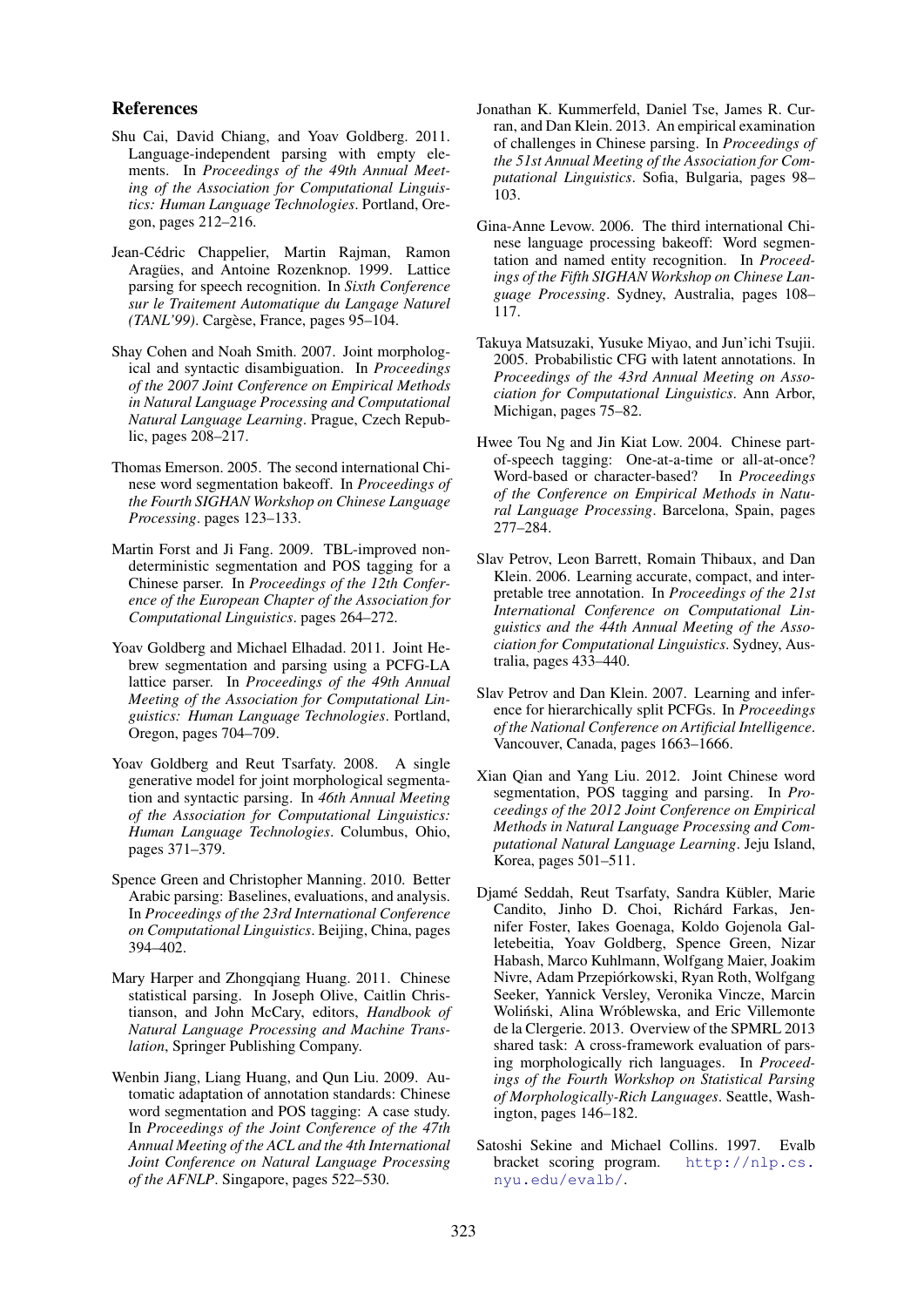## References

Shu Cai, David Chiang, and Yoav Goldberg. 2011. Language-independent parsing with empty elements. In *Proceedings of the 49th Annual Meeting of the Association for Computational Linguistics: Human Language Technologies*. Portland, Oregon, pages 212–216.

Jean-Cédric Chappelier, Martin Rajman, Ramon Aragües, and Antoine Rozenknop. 1999. Lattice parsing for speech recognition. In *Sixth Conference sur le Traitement Automatique du Langage Naturel (TANL'99)*. Cargèse, France, pages 95–104.

Shay Cohen and Noah Smith. 2007. Joint morphological and syntactic disambiguation. In *Proceedings of the 2007 Joint Conference on Empirical Methods in Natural Language Processing and Computational Natural Language Learning*. Prague, Czech Republic, pages 208–217.

Thomas Emerson. 2005. The second international Chinese word segmentation bakeoff. In *Proceedings of the Fourth SIGHAN Workshop on Chinese Language Processing*. pages 123–133.

Martin Forst and Ji Fang. 2009. TBL-improved non-deterministic segmentation and POS tagging for a Chinese parser. In *Proceedings of the 12th Conference of the European Chapter of the Association for Computational Linguistics*. pages 264–272.

Yoav Goldberg and Michael Elhadad. 2011. Joint Hebrew segmentation and parsing using a PCFG-LA lattice parser. In *Proceedings of the 49th Annual Meeting of the Association for Computational Linguistics: Human Language Technologies*. Portland, Oregon, pages 704–709.

Yoav Goldberg and Reut Tsarfaty. 2008. A single generative model for joint morphological segmentation and syntactic parsing. In *46th Annual Meeting of the Association for Computational Linguistics: Human Language Technologies*. Columbus, Ohio, pages 371–379.

Spence Green and Christopher Manning. 2010. Better Arabic parsing: Baselines, evaluations, and analysis. In *Proceedings of the 23rd International Conference on Computational Linguistics*. Beijing, China, pages 394–402.

Mary Harper and Zhongqiang Huang. 2011. Chinese statistical parsing. In Joseph Olive, Caitlin Christianson, and John McCary, editors, *Handbook of Natural Language Processing and Machine Translation*, Springer Publishing Company.

Wenbin Jiang, Liang Huang, and Qun Liu. 2009. Automatic adaptation of annotation standards: Chinese word segmentation and POS tagging: A case study. In *Proceedings of the Joint Conference of the 47th Annual Meeting of the ACL and the 4th International Joint Conference on Natural Language Processing of the AFNLP*. Singapore, pages 522–530.

Jonathan K. Kummerfeld, Daniel Tse, James R. Curran, and Dan Klein. 2013. An empirical examination of challenges in Chinese parsing. In *Proceedings of the 51st Annual Meeting of the Association for Computational Linguistics*. Sofia, Bulgaria, pages 98–103.

Gina-Anne Levow. 2006. The third international Chinese language processing bakeoff: Word segmentation and named entity recognition. In *Proceedings of the Fifth SIGHAN Workshop on Chinese Language Processing*. Sydney, Australia, pages 108–117.

Takuya Matsuzaki, Yusuke Miyao, and Jun'ichi Tsujii. 2005. Probabilistic CFG with latent annotations. In *Proceedings of the 43rd Annual Meeting on Association for Computational Linguistics*. Ann Arbor, Michigan, pages 75–82.

Hwee Tou Ng and Jin Kiat Low. 2004. Chinese part-of-speech tagging: One-at-a-time or all-at-once? Word-based or character-based? In *Proceedings of the Conference on Empirical Methods in Natural Language Processing*. Barcelona, Spain, pages 277–284.

Slav Petrov, Leon Barrett, Romain Thibaux, and Dan Klein. 2006. Learning accurate, compact, and interpretable tree annotation. In *Proceedings of the 21st International Conference on Computational Linguistics and the 44th Annual Meeting of the Association for Computational Linguistics*. Sydney, Australia, pages 433–440.

Slav Petrov and Dan Klein. 2007. Learning and inference for hierarchically split PCFGs. In *Proceedings of the National Conference on Artificial Intelligence*. Vancouver, Canada, pages 1663–1666.

Xian Qian and Yang Liu. 2012. Joint Chinese word segmentation, POS tagging and parsing. In *Proceedings of the 2012 Joint Conference on Empirical Methods in Natural Language Processing and Computational Natural Language Learning*. Jeju Island, Korea, pages 501–511.

Djamé Seddah, Reut Tsarfaty, Sandra Kübler, Marie Candito, Jinho D. Choi, Richárd Farkas, Jennifer Foster, Iakes Goenaga, Koldo Gojenola Galletebeitia, Yoav Goldberg, Spence Green, Nizar Habash, Marco Kuhlmann, Wolfgang Maier, Joakim Nivre, Adam Przepiórkowski, Ryan Roth, Wolfgang Seeker, Yannick Versley, Veronika Vincze, Marcin Woliński, Alina Wróblewska, and Eric Villemonte de la Clergerie. 2013. Overview of the SPMRL 2013 shared task: A cross-framework evaluation of parsing morphologically rich languages. In *Proceedings of the Fourth Workshop on Statistical Parsing of Morphologically-Rich Languages*. Seattle, Washington, pages 146–182.

Satoshi Sekine and Michael Collins. 1997. Evalb bracket scoring program. http://nlp.cs.nyu.edu/evalb/.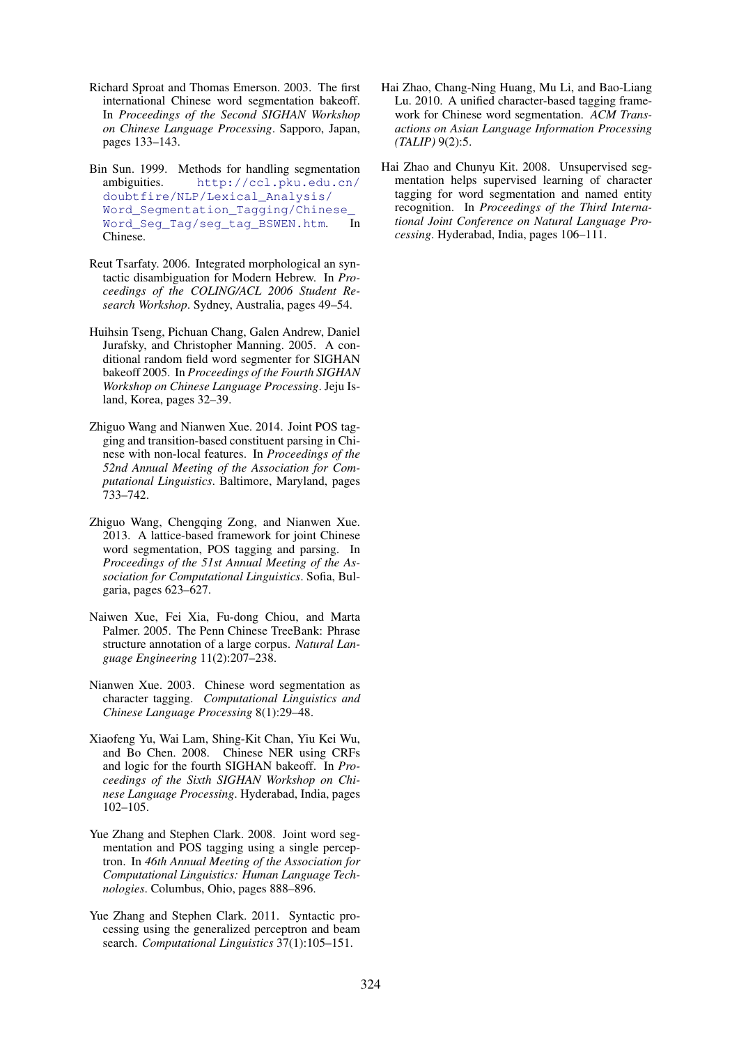Richard Sproat and Thomas Emerson. 2003. The first international Chinese word segmentation bakeoff. In *Proceedings of the Second SIGHAN Workshop on Chinese Language Processing*. Sapporo, Japan, pages 133–143.

Bin Sun. 1999. Methods for handling segmentation ambiguities. http://ccl.pku.edu.cn/doubtfire/NLP/Lexical_Analysis/Word_Segmentation_Tagging/Chinese_Word_Seg_Tag/seg_tag_BSWEN.htm. In Chinese.

Reut Tsarfaty. 2006. Integrated morphological an syntactic disambiguation for Modern Hebrew. In *Proceedings of the COLING/ACL 2006 Student Research Workshop*. Sydney, Australia, pages 49–54.

Huihsin Tseng, Pichuan Chang, Galen Andrew, Daniel Jurafsky, and Christopher Manning. 2005. A conditional random field word segmenter for SIGHAN bakeoff 2005. In *Proceedings of the Fourth SIGHAN Workshop on Chinese Language Processing*. Jeju Island, Korea, pages 32–39.

Zhiguo Wang and Nianwen Xue. 2014. Joint POS tagging and transition-based constituent parsing in Chinese with non-local features. In *Proceedings of the 52nd Annual Meeting of the Association for Computational Linguistics*. Baltimore, Maryland, pages 733–742.

Zhiguo Wang, Chengqing Zong, and Nianwen Xue. 2013. A lattice-based framework for joint Chinese word segmentation, POS tagging and parsing. In *Proceedings of the 51st Annual Meeting of the Association for Computational Linguistics*. Sofia, Bulgaria, pages 623–627.

Naiwen Xue, Fei Xia, Fu-dong Chiou, and Marta Palmer. 2005. The Penn Chinese TreeBank: Phrase structure annotation of a large corpus. *Natural Language Engineering* 11(2):207–238.

Nianwen Xue. 2003. Chinese word segmentation as character tagging. *Computational Linguistics and Chinese Language Processing* 8(1):29–48.

Xiaofeng Yu, Wai Lam, Shing-Kit Chan, Yiu Kei Wu, and Bo Chen. 2008. Chinese NER using CRFs and logic for the fourth SIGHAN bakeoff. In *Proceedings of the Sixth SIGHAN Workshop on Chinese Language Processing*. Hyderabad, India, pages 102–105.

Yue Zhang and Stephen Clark. 2008. Joint word segmentation and POS tagging using a single perceptron. In *46th Annual Meeting of the Association for Computational Linguistics: Human Language Technologies*. Columbus, Ohio, pages 888–896.

Yue Zhang and Stephen Clark. 2011. Syntactic processing using the generalized perceptron and beam search. *Computational Linguistics* 37(1):105–151.

Hai Zhao, Chang-Ning Huang, Mu Li, and Bao-Liang Lu. 2010. A unified character-based tagging framework for Chinese word segmentation. *ACM Transactions on Asian Language Information Processing (TALIP)* 9(2):5.

Hai Zhao and Chunyu Kit. 2008. Unsupervised segmentation helps supervised learning of character tagging for word segmentation and named entity recognition. In *Proceedings of the Third International Joint Conference on Natural Language Processing*. Hyderabad, India, pages 106–111.